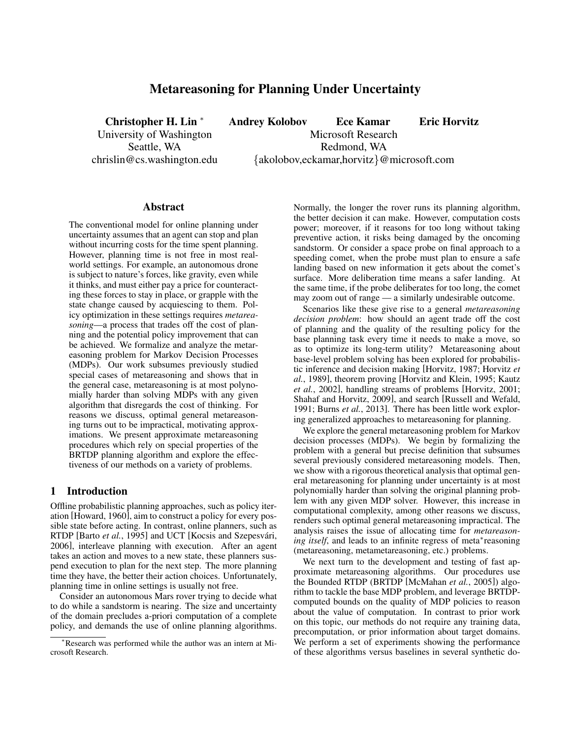# Metareasoning for Planning Under Uncertainty

**Christopher H. Lin** [*]
University of Washington
Seattle, WA
chrislin@cs.washington.edu

**Andrey Kolobov** **Ece Kamar** **Eric Horvitz**
Microsoft Research
Redmond, WA
{akolobov,eckamar,horvitz}@microsoft.com

## Abstract

The conventional model for online planning under uncertainty assumes that an agent can stop and plan without incurring costs for the time spent planning. However, planning time is not free in most real-world settings. For example, an autonomous drone is subject to nature's forces, like gravity, even while it thinks, and must either pay a price for counteracting these forces to stay in place, or grapple with the state change caused by acquiescing to them. Policy optimization in these settings requires *metareasoning*—a process that trades off the cost of planning and the potential policy improvement that can be achieved. We formalize and analyze the metareasoning problem for Markov Decision Processes (MDPs). Our work subsumes previously studied special cases of metareasoning and shows that in the general case, metareasoning is at most polynomially harder than solving MDPs with any given algorithm that disregards the cost of thinking. For reasons we discuss, optimal general metareasoning turns out to be impractical, motivating approximations. We present approximate metareasoning procedures which rely on special properties of the BRTDP planning algorithm and explore the effectiveness of our methods on a variety of problems.

## 1 Introduction

Offline probabilistic planning approaches, such as policy iteration [Howard, 1960], aim to construct a policy for every possible state before acting. In contrast, online planners, such as RTDP [Barto *et al.*, 1995] and UCT [Kocsis and Szepesvári, 2006], interleave planning with execution. After an agent takes an action and moves to a new state, these planners suspend execution to plan for the next step. The more planning time they have, the better their action choices. Unfortunately, planning time in online settings is usually not free.

Consider an autonomous Mars rover trying to decide what to do while a sandstorm is nearing. The size and uncertainty of the domain precludes a-priori computation of a complete policy, and demands the use of online planning algorithms. Normally, the longer the rover runs its planning algorithm, the better decision it can make. However, computation costs power; moreover, if it reasons for too long without taking preventive action, it risks being damaged by the oncoming sandstorm. Or consider a space probe on final approach to a speeding comet, when the probe must plan to ensure a safe landing based on new information it gets about the comet's surface. More deliberation time means a safer landing. At the same time, if the probe deliberates for too long, the comet may zoom out of range — a similarly undesirable outcome.

Scenarios like these give rise to a general *metareasoning decision problem*: how should an agent trade off the cost of planning and the quality of the resulting policy for the base planning task every time it needs to make a move, so as to optimize its long-term utility? Metareasoning about base-level problem solving has been explored for probabilistic inference and decision making [Horvitz, 1987; Horvitz *et al.*, 1989], theorem proving [Horvitz and Klein, 1995; Kautz *et al.*, 2002], handling streams of problems [Horvitz, 2001; Shahaf and Horvitz, 2009], and search [Russell and Wefald, 1991; Burns *et al.*, 2013]. There has been little work exploring generalized approaches to metareasoning for planning.

We explore the general metareasoning problem for Markov decision processes (MDPs). We begin by formalizing the problem with a general but precise definition that subsumes several previously considered metareasoning models. Then, we show with a rigorous theoretical analysis that optimal general metareasoning for planning under uncertainty is at most polynomially harder than solving the original planning problem with any given MDP solver. However, this increase in computational complexity, among other reasons we discuss, renders such optimal general metareasoning impractical. The analysis raises the issue of allocating time for *metareasoning itself*, and leads to an infinite regress of meta*reasoning (metareasoning, metametareasoning, etc.) problems.

We next turn to the development and testing of fast approximate metareasoning algorithms. Our procedures use the Bounded RTDP (BRTDP [McMahan *et al.*, 2005]) algorithm to tackle the base MDP problem, and leverage BRTDP-computed bounds on the quality of MDP policies to reason about the value of computation. In contrast to prior work on this topic, our methods do not require any training data, precomputation, or prior information about target domains. We perform a set of experiments showing the performance of these algorithms versus baselines in several synthetic do-

[*] Research was performed while the author was an intern at Microsoft Research.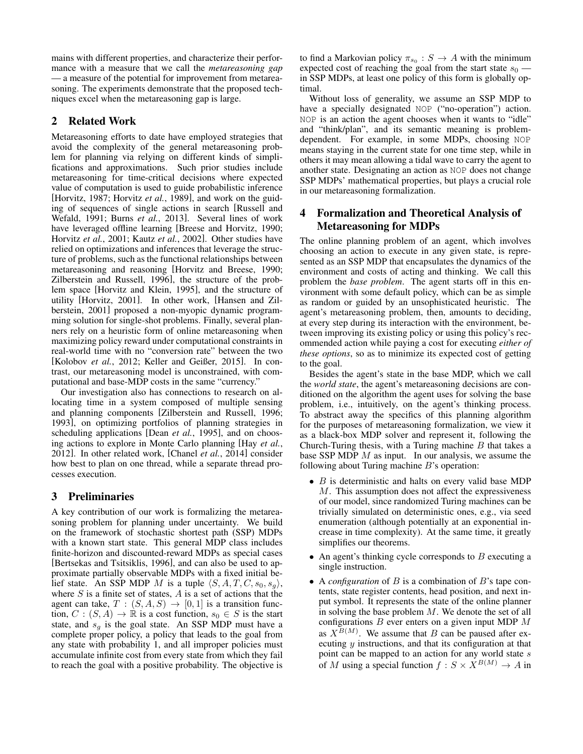mains with different properties, and characterize their performance with a measure that we call the *metareasoning gap* — a measure of the potential for improvement from metareasoning. The experiments demonstrate that the proposed techniques excel when the metareasoning gap is large.

## 2 Related Work

Metareasoning efforts to date have employed strategies that avoid the complexity of the general metareasoning problem for planning via relying on different kinds of simplifications and approximations. Such prior studies include metareasoning for time-critical decisions where expected value of computation is used to guide probabilistic inference [Horvitz, 1987; Horvitz *et al.*, 1989], and work on the guiding of sequences of single actions in search [Russell and Wefald, 1991; Burns *et al.*, 2013]. Several lines of work have leveraged offline learning [Breese and Horvitz, 1990; Horvitz *et al.*, 2001; Kautz *et al.*, 2002]. Other studies have relied on optimizations and inferences that leverage the structure of problems, such as the functional relationships between metareasoning and reasoning [Horvitz and Breese, 1990; Zilberstein and Russell, 1996], the structure of the problem space [Horvitz and Klein, 1995], and the structure of utility [Horvitz, 2001]. In other work, [Hansen and Zilberstein, 2001] proposed a non-myopic dynamic programming solution for single-shot problems. Finally, several planners rely on a heuristic form of online metareasoning when maximizing policy reward under computational constraints in real-world time with no "conversion rate" between the two [Kolobov *et al.*, 2012; Keller and Geißer, 2015]. In contrast, our metareasoning model is unconstrained, with computational and base-MDP costs in the same "currency."

Our investigation also has connections to research on allocating time in a system composed of multiple sensing and planning components [Zilberstein and Russell, 1996; 1993], on optimizing portfolios of planning strategies in scheduling applications [Dean *et al.*, 1995], and on choosing actions to explore in Monte Carlo planning [Hay *et al.*, 2012]. In other related work, [Chanel *et al.*, 2014] consider how best to plan on one thread, while a separate thread processes execution.

## 3 Preliminaries

A key contribution of our work is formalizing the metareasoning problem for planning under uncertainty. We build on the framework of stochastic shortest path (SSP) MDPs with a known start state. This general MDP class includes finite-horizon and discounted-reward MDPs as special cases [Bertsekas and Tsitsiklis, 1996], and can also be used to approximate partially observable MDPs with a fixed initial belief state. An SSP MDP $M$ is a tuple $\langle S, A, T, C, s_0, s_g \rangle$, where $S$ is a finite set of states, $A$ is a set of actions that the agent can take, $T : (S, A, S) \rightarrow [0, 1]$ is a transition function, $C : (S, A) \rightarrow \mathbb{R}$ is a cost function, $s_0 \in S$ is the start state, and $s_g$ is the goal state. An SSP MDP must have a complete proper policy, a policy that leads to the goal from any state with probability 1, and all improper policies must accumulate infinite cost from every state from which they fail to reach the goal with a positive probability. The objective is to find a Markovian policy $\pi_{s_0} : S \rightarrow A$ with the minimum expected cost of reaching the goal from the start state $s_0$ — in SSP MDPs, at least one policy of this form is globally optimal.

Without loss of generality, we assume an SSP MDP to have a specially designated NOP ("no-operation") action. NOP is an action the agent chooses when it wants to "idle" and "think/plan", and its semantic meaning is problem-dependent. For example, in some MDPs, choosing NOP means staying in the current state for one time step, while in others it may mean allowing a tidal wave to carry the agent to another state. Designating an action as NOP does not change SSP MDPs' mathematical properties, but plays a crucial role in our metareasoning formalization.

## 4 Formalization and Theoretical Analysis of Metareasoning for MDPs

The online planning problem of an agent, which involves choosing an action to execute in any given state, is represented as an SSP MDP that encapsulates the dynamics of the environment and costs of acting and thinking. We call this problem the *base problem*. The agent starts off in this environment with some default policy, which can be as simple as random or guided by an unsophisticated heuristic. The agent's metareasoning problem, then, amounts to deciding, at every step during its interaction with the environment, between improving its existing policy or using this policy's recommended action while paying a cost for executing *either of these options*, so as to minimize its expected cost of getting to the goal.

Besides the agent's state in the base MDP, which we call the *world state*, the agent's metareasoning decisions are conditioned on the algorithm the agent uses for solving the base problem, i.e., intuitively, on the agent's thinking process. To abstract away the specifics of this planning algorithm for the purposes of metareasoning formalization, we view it as a black-box MDP solver and represent it, following the Church-Turing thesis, with a Turing machine $B$ that takes a base SSP MDP $M$ as input. In our analysis, we assume the following about Turing machine $B$'s operation:

- $B$ is deterministic and halts on every valid base MDP $M$. This assumption does not affect the expressiveness of our model, since randomized Turing machines can be trivially simulated on deterministic ones, e.g., via seed enumeration (although potentially at an exponential increase in time complexity). At the same time, it greatly simplifies our theorems.
- An agent's thinking cycle corresponds to $B$ executing a single instruction.
- A *configuration* of $B$ is a combination of $B$'s tape contents, state register contents, head position, and next input symbol. It represents the state of the online planner in solving the base problem $M$. We denote the set of all configurations $B$ ever enters on a given input MDP $M$ as $X^{B(M)}$. We assume that $B$ can be paused after executing $y$ instructions, and that its configuration at that point can be mapped to an action for any world state $s$ of $M$ using a special function $f : S \times X^{B(M)} \rightarrow A$ in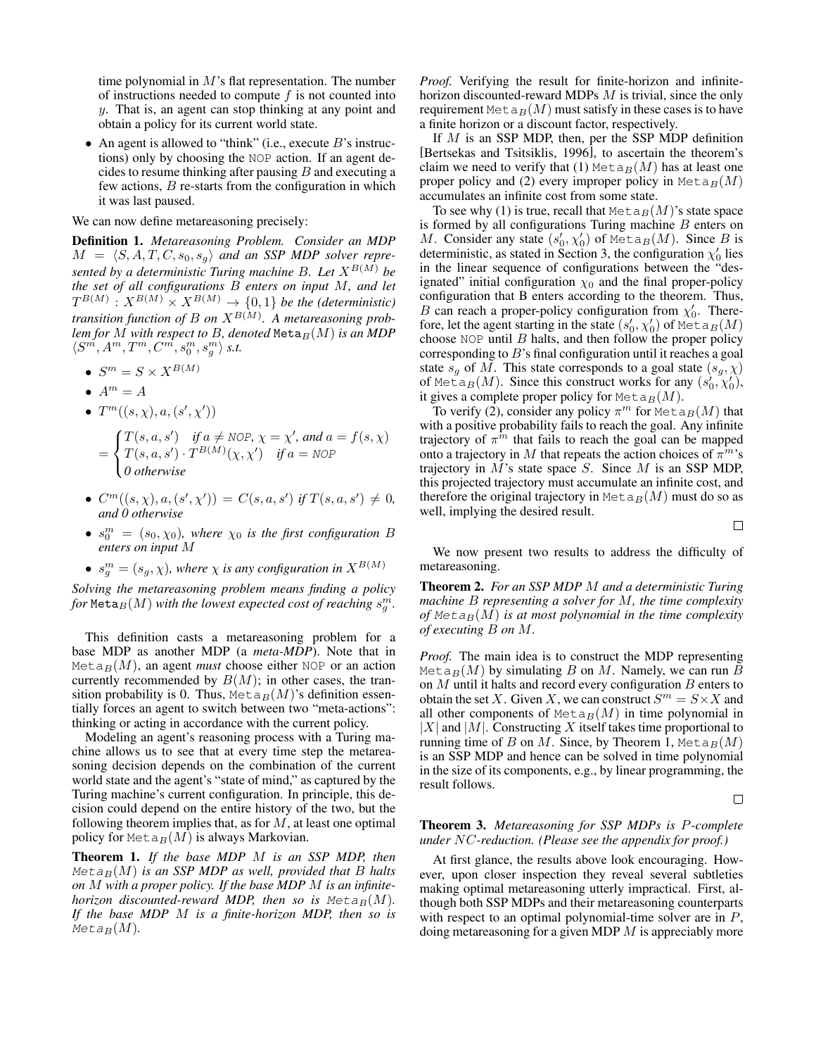time polynomial in $M$'s flat representation. The number of instructions needed to compute $f$ is not counted into $y$. That is, an agent can stop thinking at any point and obtain a policy for its current world state.

- An agent is allowed to "think" (i.e., execute $B$'s instructions) only by choosing the NOP action. If an agent decides to resume thinking after pausing $B$ and executing a few actions, $B$ re-starts from the configuration in which it was last paused.

We can now define metareasoning precisely:

**Definition 1.** *Metareasoning Problem. Consider an MDP $M = \langle S, A, T, C, s_0, s_g \rangle$ and an SSP MDP solver represented by a deterministic Turing machine $B$. Let $X^{B(M)}$ be the set of all configurations $B$ enters on input $M$, and let $T^{B(M)} : X^{B(M)} \times X^{B(M)} \rightarrow \{0, 1\}$ be the (deterministic) transition function of $B$ on $X^{B(M)}$. A metareasoning problem for $M$ with respect to $B$, denoted $\texttt{Meta}_B(M)$ is an MDP $\langle S^m, A^m, T^m, C^m, s_0^m, s_g^m \rangle$ s.t.*

- $S^m = S \times X^{B(M)}$
- $A^m = A$
- $T^m((s, \chi), a, (s', \chi'))$

$$= \begin{cases} T(s, a, s') & \text{if } a \neq \text{NOP},\ \chi = \chi', \text{ and } a = f(s, \chi) \\ T(s, a, s') \cdot T^{B(M)}(\chi, \chi') & \text{if } a = \text{NOP} \\ 0 & \text{otherwise} \end{cases}$$

- $C^m((s, \chi), a, (s', \chi')) = C(s, a, s')$ *if* $T(s, a, s') \neq 0$*, and 0 otherwise*
- $s_0^m = (s_0, \chi_0)$*, where* $\chi_0$ *is the first configuration* $B$ *enters on input* $M$
- $s_g^m = (s_g, \chi)$*, where* $\chi$ *is any configuration in* $X^{B(M)}$

*Solving the metareasoning problem means finding a policy for $\texttt{Meta}_B(M)$ with the lowest expected cost of reaching $s_g^m$.*

This definition casts a metareasoning problem for a base MDP as another MDP (a ***meta-MDP***). Note that in $\texttt{Meta}_B(M)$, an agent *must* choose either NOP or an action currently recommended by $B(M)$; in other cases, the transition probability is 0. Thus, $\texttt{Meta}_B(M)$'s definition essentially forces an agent to switch between two "meta-actions": thinking or acting in accordance with the current policy.

Modeling an agent's reasoning process with a Turing machine allows us to see that at every time step the metareasoning decision depends on the combination of the current world state and the agent's "state of mind," as captured by the Turing machine's current configuration. In principle, this decision could depend on the entire history of the two, but the following theorem implies that, as for $M$, at least one optimal policy for $\texttt{Meta}_B(M)$ is always Markovian.

**Theorem 1.** *If the base MDP $M$ is an SSP MDP, then $\texttt{Meta}_B(M)$ is an SSP MDP as well, provided that $B$ halts on $M$ with a proper policy. If the base MDP $M$ is an infinite-horizon discounted-reward MDP, then so is $\texttt{Meta}_B(M)$. If the base MDP $M$ is a finite-horizon MDP, then so is $\texttt{Meta}_B(M)$.*

*Proof.* Verifying the result for finite-horizon and infinite-horizon discounted-reward MDPs $M$ is trivial, since the only requirement $\texttt{Meta}_B(M)$ must satisfy in these cases is to have a finite horizon or a discount factor, respectively.

If $M$ is an SSP MDP, then, per the SSP MDP definition [Bertsekas and Tsitsiklis, 1996], to ascertain the theorem's claim we need to verify that (1) $\texttt{Meta}_B(M)$ has at least one proper policy and (2) every improper policy in $\texttt{Meta}_B(M)$ accumulates an infinite cost from some state.

To see why (1) is true, recall that $\texttt{Meta}_B(M)$'s state space is formed by all configurations Turing machine $B$ enters on $M$. Consider any state $(s'_0, \chi'_0)$ of $\texttt{Meta}_B(M)$. Since $B$ is deterministic, as stated in Section 3, the configuration $\chi'_0$ lies in the linear sequence of configurations between the "designated" initial configuration $\chi_0$ and the final proper-policy configuration that B enters according to the theorem. Thus, $B$ can reach a proper-policy configuration from $\chi'_0$. Therefore, let the agent starting in the state $(s'_0, \chi'_0)$ of $\texttt{Meta}_B(M)$ choose NOP until $B$ halts, and then follow the proper policy corresponding to $B$'s final configuration until it reaches a goal state $s_g$ of $M$. This state corresponds to a goal state $(s_g, \chi)$ of $\texttt{Meta}_B(M)$. Since this construct works for any $(s'_0, \chi'_0)$, it gives a complete proper policy for $\texttt{Meta}_B(M)$.

To verify (2), consider any policy $\pi^m$ for $\texttt{Meta}_B(M)$ that with a positive probability fails to reach the goal. Any infinite trajectory of $\pi^m$ that fails to reach the goal can be mapped onto a trajectory in $M$ that repeats the action choices of $\pi^m$'s trajectory in $M$'s state space $S$. Since $M$ is an SSP MDP, this projected trajectory must accumulate an infinite cost, and therefore the original trajectory in $\texttt{Meta}_B(M)$ must do so as well, implying the desired result. $\square$

We now present two results to address the difficulty of metareasoning.

**Theorem 2.** *For an SSP MDP $M$ and a deterministic Turing machine $B$ representing a solver for $M$, the time complexity of $\texttt{Meta}_B(M)$ is at most polynomial in the time complexity of executing $B$ on $M$.*

*Proof.* The main idea is to construct the MDP representing $\texttt{Meta}_B(M)$ by simulating $B$ on $M$. Namely, we can run $B$ on $M$ until it halts and record every configuration $B$ enters to obtain the set $X$. Given $X$, we can construct $S^m = S \times X$ and all other components of $\texttt{Meta}_B(M)$ in time polynomial in $|X|$ and $|M|$. Constructing $X$ itself takes time proportional to running time of $B$ on $M$. Since, by Theorem 1, $\texttt{Meta}_B(M)$ is an SSP MDP and hence can be solved in time polynomial in the size of its components, e.g., by linear programming, the result follows. $\square$

**Theorem 3.** *Metareasoning for SSP MDPs is $P$-complete under $NC$-reduction. (Please see the appendix for proof.)*

At first glance, the results above look encouraging. However, upon closer inspection they reveal several subtleties making optimal metareasoning utterly impractical. First, although both SSP MDPs and their metareasoning counterparts with respect to an optimal polynomial-time solver are in $P$, doing metareasoning for a given MDP $M$ is appreciably more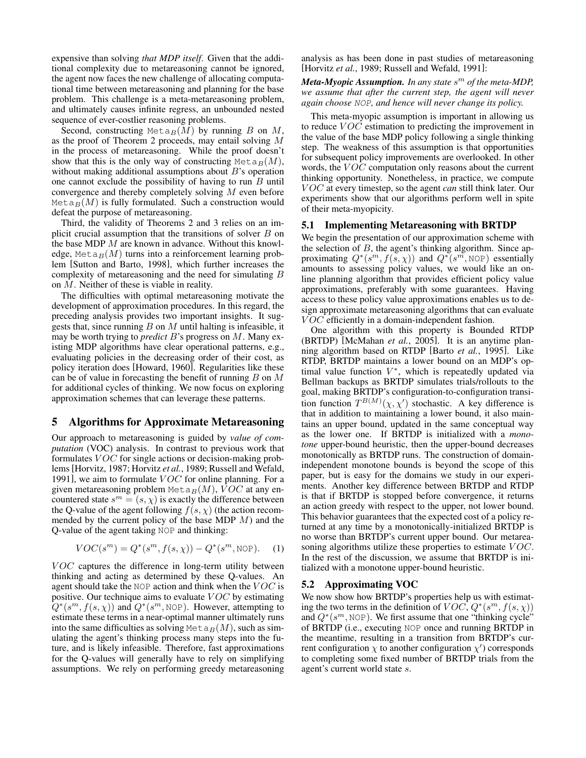expensive than solving *that MDP itself*. Given that the additional complexity due to metareasoning cannot be ignored, the agent now faces the new challenge of allocating computational time between metareasoning and planning for the base problem. This challenge is a meta-metareasoning problem, and ultimately causes infinite regress, an unbounded nested sequence of ever-costlier reasoning problems.

Second, constructing $\texttt{Meta}_B(M)$ by running $B$ on $M$, as the proof of Theorem 2 proceeds, may entail solving $M$ in the process of metareasoning. While the proof doesn't show that this is the only way of constructing $\texttt{Meta}_B(M)$, without making additional assumptions about $B$'s operation one cannot exclude the possibility of having to run $B$ until convergence and thereby completely solving $M$ even before $\texttt{Meta}_B(M)$ is fully formulated. Such a construction would defeat the purpose of metareasoning.

Third, the validity of Theorems 2 and 3 relies on an implicit crucial assumption that the transitions of solver $B$ on the base MDP $M$ are known in advance. Without this knowledge, $\texttt{Meta}_B(M)$ turns into a reinforcement learning problem [Sutton and Barto, 1998], which further increases the complexity of metareasoning and the need for simulating $B$ on $M$. Neither of these is viable in reality.

The difficulties with optimal metareasoning motivate the development of approximation procedures. In this regard, the preceding analysis provides two important insights. It suggests that, since running $B$ on $M$ until halting is infeasible, it may be worth trying to *predict* $B$'s progress on $M$. Many existing MDP algorithms have clear operational patterns, e.g., evaluating policies in the decreasing order of their cost, as policy iteration does [Howard, 1960]. Regularities like these can be of value in forecasting the benefit of running $B$ on $M$ for additional cycles of thinking. We now focus on exploring approximation schemes that can leverage these patterns.

## 5 Algorithms for Approximate Metareasoning

Our approach to metareasoning is guided by *value of computation* (VOC) analysis. In contrast to previous work that formulates $VOC$ for single actions or decision-making problems [Horvitz, 1987; Horvitz *et al.*, 1989; Russell and Wefald, 1991], we aim to formulate $VOC$ for online planning. For a given metareasoning problem $\texttt{Meta}_B(M)$, $VOC$ at any encountered state $s^m = (s, \chi)$ is exactly the difference between the Q-value of the agent following $f(s, \chi)$ (the action recommended by the current policy of the base MDP $M$) and the Q-value of the agent taking NOP and thinking:

$$VOC(s^m) = Q^*(s^m, f(s, \chi)) - Q^*(s^m, \texttt{NOP}). \quad (1)$$

$VOC$ captures the difference in long-term utility between thinking and acting as determined by these Q-values. An agent should take the NOP action and think when the $VOC$ is positive. Our technique aims to evaluate $VOC$ by estimating $Q^*(s^m, f(s, \chi))$ and $Q^*(s^m, \texttt{NOP})$. However, attempting to estimate these terms in a near-optimal manner ultimately runs into the same difficulties as solving $\texttt{Meta}_B(M)$, such as simulating the agent's thinking process many steps into the future, and is likely infeasible. Therefore, fast approximations for the Q-values will generally have to rely on simplifying assumptions. We rely on performing greedy metareasoning analysis as has been done in past studies of metareasoning [Horvitz *et al.*, 1989; Russell and Wefald, 1991]:

***Meta-Myopic Assumption.*** *In any state $s^m$ of the meta-MDP, we assume that after the current step, the agent will never again choose NOP, and hence will never change its policy.*

This meta-myopic assumption is important in allowing us to reduce $VOC$ estimation to predicting the improvement in the value of the base MDP policy following a single thinking step. The weakness of this assumption is that opportunities for subsequent policy improvements are overlooked. In other words, the $VOC$ computation only reasons about the current thinking opportunity. Nonetheless, in practice, we compute $VOC$ at every timestep, so the agent *can* still think later. Our experiments show that our algorithms perform well in spite of their meta-myopicity.

### 5.1 Implementing Metareasoning with BRTDP

We begin the presentation of our approximation scheme with the selection of $B$, the agent's thinking algorithm. Since approximating $Q^*(s^m, f(s, \chi))$ and $Q^*(s^m, \texttt{NOP})$ essentially amounts to assessing policy values, we would like an online planning algorithm that provides efficient policy value approximations, preferably with some guarantees. Having access to these policy value approximations enables us to design approximate metareasoning algorithms that can evaluate $VOC$ efficiently in a domain-independent fashion.

One algorithm with this property is Bounded RTDP (BRTDP) [McMahan *et al.*, 2005]. It is an anytime planning algorithm based on RTDP [Barto *et al.*, 1995]. Like RTDP, BRTDP maintains a lower bound on an MDP's optimal value function $V^*$, which is repeatedly updated via Bellman backups as BRTDP simulates trials/rollouts to the goal, making BRTDP's configuration-to-configuration transition function $T^{B(M)}(\chi, \chi')$ stochastic. A key difference is that in addition to maintaining a lower bound, it also maintains an upper bound, updated in the same conceptual way as the lower one. If BRTDP is initialized with a *monotone* upper-bound heuristic, then the upper-bound decreases monotonically as BRTDP runs. The construction of domain-independent monotone bounds is beyond the scope of this paper, but is easy for the domains we study in our experiments. Another key difference between BRTDP and RTDP is that if BRTDP is stopped before convergence, it returns an action greedy with respect to the upper, not lower bound. This behavior guarantees that the expected cost of a policy returned at any time by a monotonically-initialized BRTDP is no worse than BRTDP's current upper bound. Our metareasoning algorithms utilize these properties to estimate $VOC$. In the rest of the discussion, we assume that BRTDP is initialized with a monotone upper-bound heuristic.

### 5.2 Approximating VOC

We now show how BRTDP's properties help us with estimating the two terms in the definition of $VOC$, $Q^*(s^m, f(s, \chi))$ and $Q^*(s^m, \texttt{NOP})$. We first assume that one "thinking cycle" of BRTDP (i.e., executing NOP once and running BRTDP in the meantime, resulting in a transition from BRTDP's current configuration $\chi$ to another configuration $\chi'$) corresponds to completing some fixed number of BRTDP trials from the agent's current world state $s$.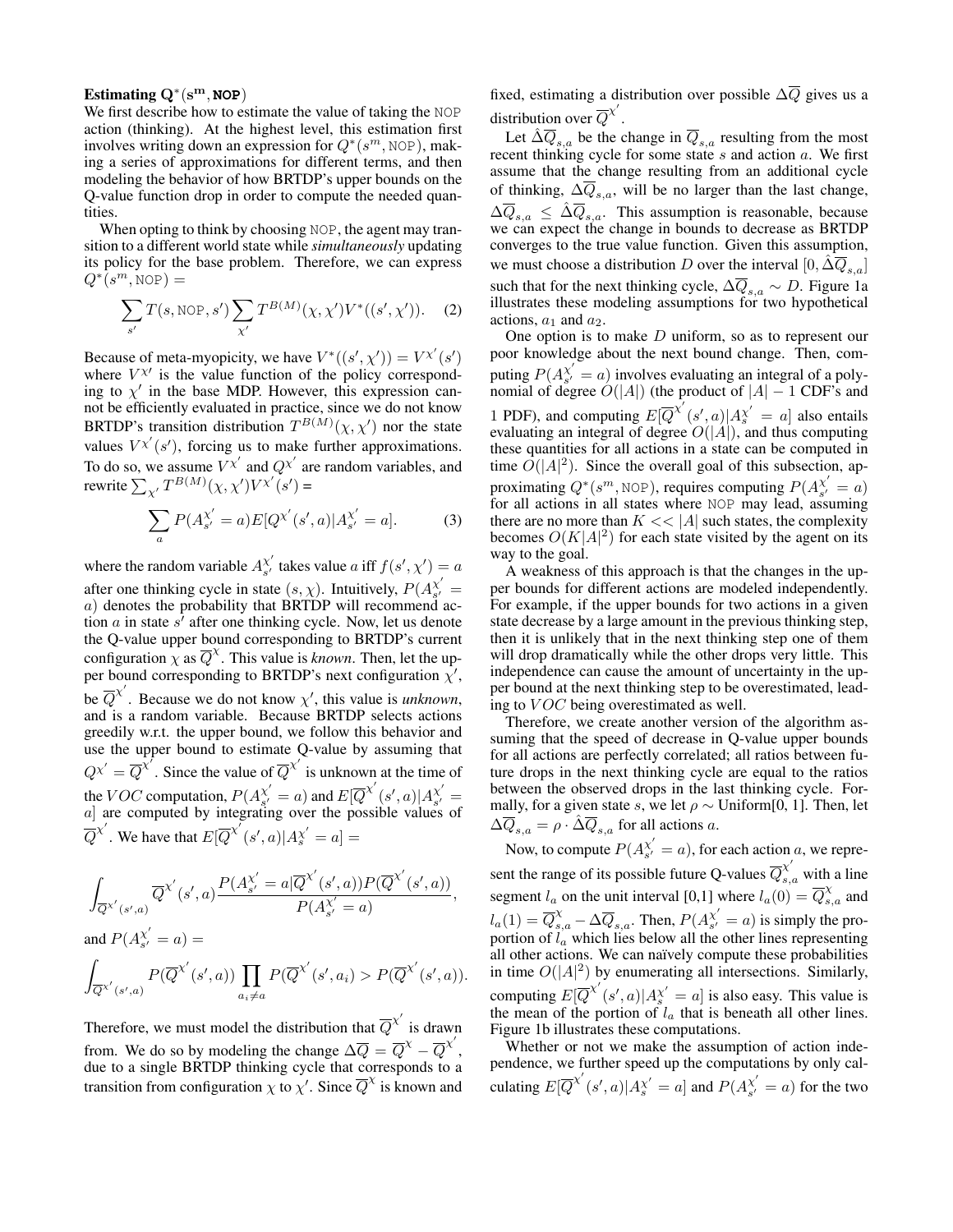**Estimating $\mathbf{Q^*(s^m, \texttt{NOP})}$**

We first describe how to estimate the value of taking the NOP action (thinking). At the highest level, this estimation first involves writing down an expression for $Q^*(s^m, \texttt{NOP})$, making a series of approximations for different terms, and then modeling the behavior of how BRTDP's upper bounds on the Q-value function drop in order to compute the needed quantities.

When opting to think by choosing NOP, the agent may transition to a different world state while *simultaneously* updating its policy for the base problem. Therefore, we can express $Q^*(s^m, \texttt{NOP}) =$

$$\sum_{s'} T(s, \texttt{NOP}, s') \sum_{\chi'} T^{B(M)}(\chi, \chi') V^*((s', \chi')). \quad (2)$$

Because of meta-myopicity, we have $V^*((s', \chi')) = V^{\chi'}(s')$ where $V^{\chi'}$ is the value function of the policy corresponding to $\chi'$ in the base MDP. However, this expression cannot be efficiently evaluated in practice, since we do not know BRTDP's transition distribution $T^{B(M)}(\chi, \chi')$ nor the state values $V^{\chi'}(s')$, forcing us to make further approximations. To do so, we assume $V^{\chi'}$ and $Q^{\chi'}$ are random variables, and rewrite $\sum_{\chi'} T^{B(M)}(\chi, \chi') V^{\chi'}(s') =$

$$\sum_a P(A^{\chi'}_{s'} = a) E[Q^{\chi'}(s', a) | A^{\chi'}_{s'} = a]. \quad (3)$$

where the random variable $A^{\chi'}_{s'}$ takes value $a$ iff $f(s', \chi') = a$ after one thinking cycle in state $(s, \chi)$. Intuitively, $P(A^{\chi'}_{s'} = a)$ denotes the probability that BRTDP will recommend action $a$ in state $s'$ after one thinking cycle. Now, let us denote the Q-value upper bound corresponding to BRTDP's current configuration $\chi$ as $\overline{Q}^{\chi}$. This value is *known*. Then, let the upper bound corresponding to BRTDP's next configuration $\chi'$, be $\overline{Q}^{\chi'}$. Because we do not know $\chi'$, this value is *unknown*, and is a random variable. Because BRTDP selects actions greedily w.r.t. the upper bound, we follow this behavior and use the upper bound to estimate Q-value by assuming that $Q^{\chi'} = \overline{Q}^{\chi'}$. Since the value of $\overline{Q}^{\chi'}$ is unknown at the time of the $VOC$ computation, $P(A^{\chi'}_{s'} = a)$ and $E[\overline{Q}^{\chi'}(s', a) | A^{\chi'}_{s'} = a]$ are computed by integrating over the possible values of $\overline{Q}^{\chi'}$. We have that $E[\overline{Q}^{\chi'}(s', a) | A^{\chi'}_{s} = a] =$

$$\int_{\overline{Q}^{\chi'}(s',a)} \overline{Q}^{\chi'}(s', a) \frac{P(A^{\chi'}_{s'} = a | \overline{Q}^{\chi'}(s', a)) P(\overline{Q}^{\chi'}(s', a))}{P(A^{\chi'}_{s'} = a)},$$

and $P(A^{\chi'}_{s'} = a) =$

$$\int_{\overline{Q}^{\chi'}(s',a)} P(\overline{Q}^{\chi'}(s', a)) \prod_{a_i \neq a} P(\overline{Q}^{\chi'}(s', a_i) > P(\overline{Q}^{\chi'}(s', a)).$$

Therefore, we must model the distribution that $\overline{Q}^{\chi'}$ is drawn from. We do so by modeling the change $\Delta\overline{Q} = \overline{Q}^{\chi} - \overline{Q}^{\chi'}$, due to a single BRTDP thinking cycle that corresponds to a transition from configuration $\chi$ to $\chi'$. Since $\overline{Q}^{\chi}$ is known and fixed, estimating a distribution over possible $\Delta\overline{Q}$ gives us a distribution over $\overline{Q}^{\chi'}$.

Let $\hat{\Delta}\overline{Q}_{s,a}$ be the change in $\overline{Q}_{s,a}$ resulting from the most recent thinking cycle for some state $s$ and action $a$. We first assume that the change resulting from an additional cycle of thinking, $\Delta\overline{Q}_{s,a}$, will be no larger than the last change, $\Delta\overline{Q}_{s,a} \leq \hat{\Delta}\overline{Q}_{s,a}$. This assumption is reasonable, because we can expect the change in bounds to decrease as BRTDP converges to the true value function. Given this assumption, we must choose a distribution $D$ over the interval $[0, \hat{\Delta}\overline{Q}_{s,a}]$ such that for the next thinking cycle, $\Delta\overline{Q}_{s,a} \sim D$. Figure 1a illustrates these modeling assumptions for two hypothetical actions, $a_1$ and $a_2$.

One option is to make $D$ uniform, so as to represent our poor knowledge about the next bound change. Then, computing $P(A^{\chi'}_{s'} = a)$ involves evaluating an integral of a polynomial of degree $O(|A|)$ (the product of $|A| - 1$ CDF's and 1 PDF), and computing $E[\overline{Q}^{\chi'}(s', a) | A^{\chi'}_{s} = a]$ also entails evaluating an integral of degree $O(|A|)$, and thus computing these quantities for all actions in a state can be computed in time $O(|A|^2)$. Since the overall goal of this subsection, approximating $Q^*(s^m, \texttt{NOP})$, requires computing $P(A^{\chi'}_{s'} = a)$ for all actions in all states where NOP may lead, assuming there are no more than $K << |A|$ such states, the complexity becomes $O(K|A|^2)$ for each state visited by the agent on its way to the goal.

A weakness of this approach is that the changes in the upper bounds for different actions are modeled independently. For example, if the upper bounds for two actions in a given state decrease by a large amount in the previous thinking step, then it is unlikely that in the next thinking step one of them will drop dramatically while the other drops very little. This independence can cause the amount of uncertainty in the upper bound at the next thinking step to be overestimated, leading to $VOC$ being overestimated as well.

Therefore, we create another version of the algorithm assuming that the speed of decrease in Q-value upper bounds for all actions are perfectly correlated; all ratios between future drops in the next thinking cycle are equal to the ratios between the observed drops in the last thinking cycle. Formally, for a given state $s$, we let $\rho \sim$ Uniform[0, 1]. Then, let $\Delta\overline{Q}_{s,a} = \rho \cdot \hat{\Delta}\overline{Q}_{s,a}$ for all actions $a$.

Now, to compute $P(A^{\chi'}_{s'} = a)$, for each action $a$, we represent the range of its possible future Q-values $\overline{Q}^{\chi'}_{s,a}$ with a line segment $l_a$ on the unit interval [0,1] where $l_a(0) = \overline{Q}^{\chi}_{s,a}$ and $l_a(1) = \overline{Q}^{\chi}_{s,a} - \Delta\overline{Q}_{s,a}$. Then, $P(A^{\chi'}_{s'} = a)$ is simply the proportion of $l_a$ which lies below all the other lines representing all other actions. We can naïvely compute these probabilities in time $O(|A|^2)$ by enumerating all intersections. Similarly, computing $E[\overline{Q}^{\chi'}(s', a) | A^{\chi'}_{s} = a]$ is also easy. This value is the mean of the portion of $l_a$ that is beneath all other lines. Figure 1b illustrates these computations.

Whether or not we make the assumption of action independence, we further speed up the computations by only calculating $E[\overline{Q}^{\chi'}(s', a) | A^{\chi'}_{s} = a]$ and $P(A^{\chi'}_{s'} = a)$ for the two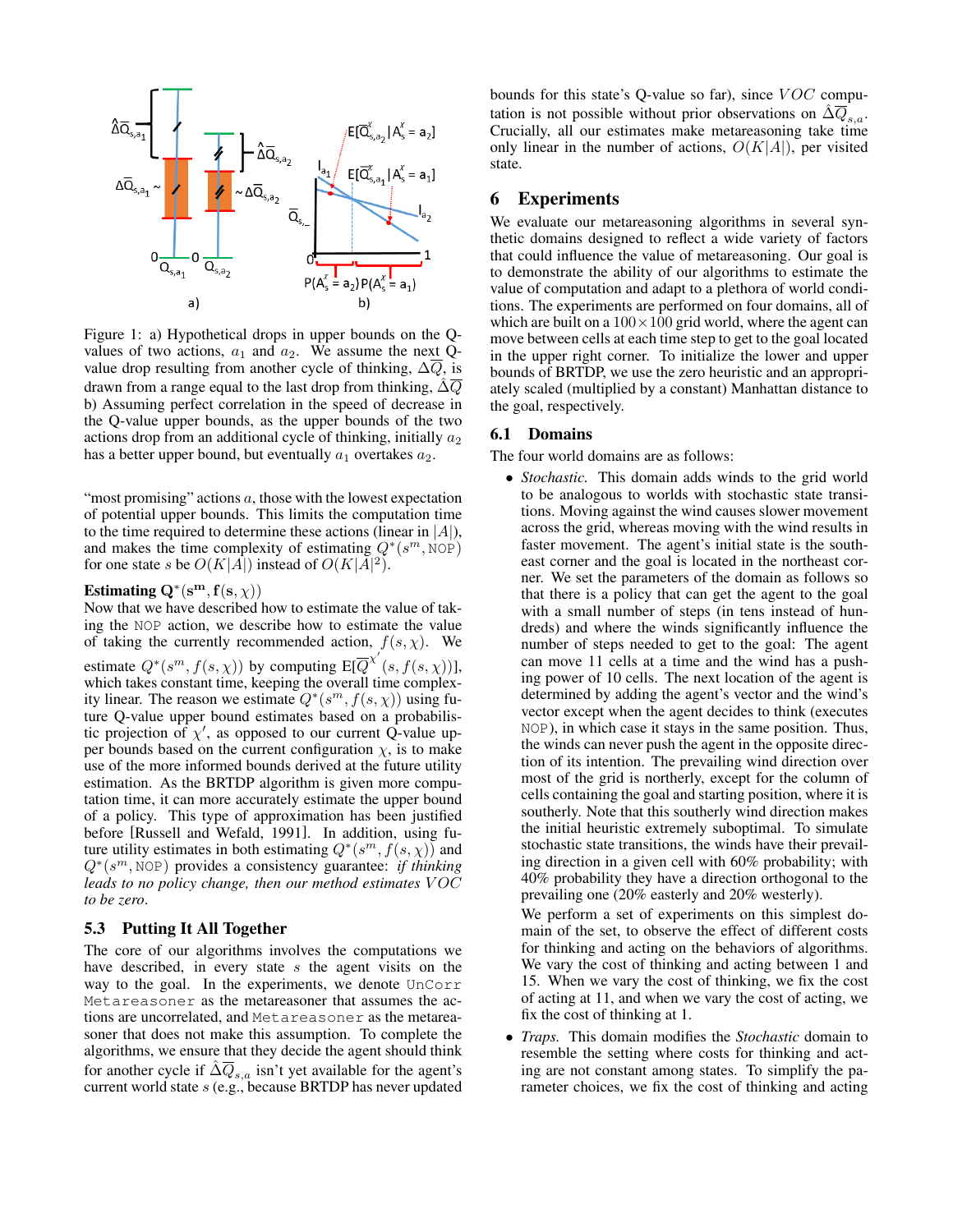Figure 1: a) Hypothetical drops in upper bounds on the Q-values of two actions, $a_1$ and $a_2$. We assume the next Q-value drop resulting from another cycle of thinking, $\Delta\overline{Q}$, is drawn from a range equal to the last drop from thinking, $\hat{\Delta}\overline{Q}$ b) Assuming perfect correlation in the speed of decrease in the Q-value upper bounds, as the upper bounds of the two actions drop from an additional cycle of thinking, initially $a_2$ has a better upper bound, but eventually $a_1$ overtakes $a_2$.

"most promising" actions $a$, those with the lowest expectation of potential upper bounds. This limits the computation time to the time required to determine these actions (linear in $|A|$), and makes the time complexity of estimating $Q^*(s^m, \texttt{NOP})$ for one state $s$ be $O(K|A|)$ instead of $O(K|A|^2)$.

**Estimating $\mathbf{Q^*(s^m, f(s, \chi))}$**

Now that we have described how to estimate the value of taking the NOP action, we describe how to estimate the value of taking the currently recommended action, $f(s, \chi)$. We estimate $Q^*(s^m, f(s, \chi))$ by computing $\text{E}[\overline{Q}^{\chi'}(s, f(s, \chi))]$, which takes constant time, keeping the overall time complexity linear. The reason we estimate $Q^*(s^m, f(s, \chi))$ using future Q-value upper bound estimates based on a probabilistic projection of $\chi'$, as opposed to our current Q-value upper bounds based on the current configuration $\chi$, is to make use of the more informed bounds derived at the future utility estimation. As the BRTDP algorithm is given more computation time, it can more accurately estimate the upper bound of a policy. This type of approximation has been justified before [Russell and Wefald, 1991]. In addition, using future utility estimates in both estimating $Q^*(s^m, f(s, \chi))$ and $Q^*(s^m, \texttt{NOP})$ provides a consistency guarantee: *if thinking leads to no policy change, then our method estimates $VOC$ to be zero*.

### 5.3 Putting It All Together

The core of our algorithms involves the computations we have described, in every state $s$ the agent visits on the way to the goal. In the experiments, we denote UnCorr Metareasoner as the metareasoner that assumes the actions are uncorrelated, and Metareasoner as the metareasoner that does not make this assumption. To complete the algorithms, we ensure that they decide the agent should think for another cycle if $\hat{\Delta}\overline{Q}_{s,a}$ isn't yet available for the agent's current world state $s$ (e.g., because BRTDP has never updated bounds for this state's Q-value so far), since $VOC$ computation is not possible without prior observations on $\hat{\Delta}\overline{Q}_{s,a}$. Crucially, all our estimates make metareasoning take time only linear in the number of actions, $O(K|A|)$, per visited state.

## 6 Experiments

We evaluate our metareasoning algorithms in several synthetic domains designed to reflect a wide variety of factors that could influence the value of metareasoning. Our goal is to demonstrate the ability of our algorithms to estimate the value of computation and adapt to a plethora of world conditions. The experiments are performed on four domains, all of which are built on a $100 \times 100$ grid world, where the agent can move between cells at each time step to get to the goal located in the upper right corner. To initialize the lower and upper bounds of BRTDP, we use the zero heuristic and an appropriately scaled (multiplied by a constant) Manhattan distance to the goal, respectively.

### 6.1 Domains

The four world domains are as follows:

- *Stochastic*. This domain adds winds to the grid world to be analogous to worlds with stochastic state transitions. Moving against the wind causes slower movement across the grid, whereas moving with the wind results in faster movement. The agent's initial state is the southeast corner and the goal is located in the northeast corner. We set the parameters of the domain as follows so that there is a policy that can get the agent to the goal with a small number of steps (in tens instead of hundreds) and where the winds significantly influence the number of steps needed to get to the goal: The agent can move 11 cells at a time and the wind has a pushing power of 10 cells. The next location of the agent is determined by adding the agent's vector and the wind's vector except when the agent decides to think (executes NOP), in which case it stays in the same position. Thus, the winds can never push the agent in the opposite direction of its intention. The prevailing wind direction over most of the grid is northerly, except for the column of cells containing the goal and starting position, where it is southerly. Note that this southerly wind direction makes the initial heuristic extremely suboptimal. To simulate stochastic state transitions, the winds have their prevailing direction in a given cell with 60% probability; with 40% probability they have a direction orthogonal to the prevailing one (20% easterly and 20% westerly).

  We perform a set of experiments on this simplest domain of the set, to observe the effect of different costs for thinking and acting on the behaviors of algorithms. We vary the cost of thinking and acting between 1 and 15. When we vary the cost of thinking, we fix the cost of acting at 11, and when we vary the cost of acting, we fix the cost of thinking at 1.

- *Traps*. This domain modifies the *Stochastic* domain to resemble the setting where costs for thinking and acting are not constant among states. To simplify the parameter choices, we fix the cost of thinking and acting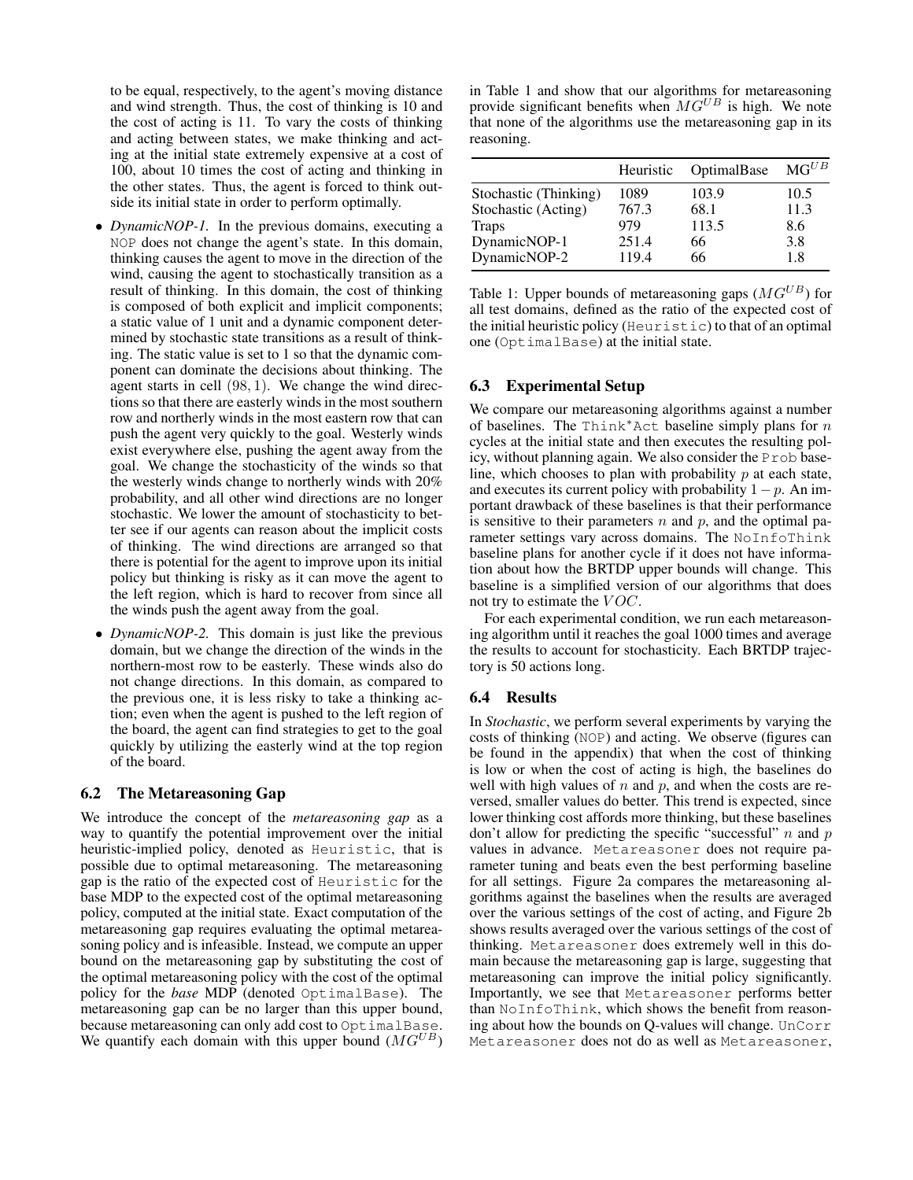to be equal, respectively, to the agent's moving distance and wind strength. Thus, the cost of thinking is 10 and the cost of acting is 11. To vary the costs of thinking and acting between states, we make thinking and acting at the initial state extremely expensive at a cost of 100, about 10 times the cost of acting and thinking in the other states. Thus, the agent is forced to think outside its initial state in order to perform optimally.

- *DynamicNOP-1.* In the previous domains, executing a NOP does not change the agent's state. In this domain, thinking causes the agent to move in the direction of the wind, causing the agent to stochastically transition as a result of thinking. In this domain, the cost of thinking is composed of both explicit and implicit components; a static value of 1 unit and a dynamic component determined by stochastic state transitions as a result of thinking. The static value is set to 1 so that the dynamic component can dominate the decisions about thinking. The agent starts in cell $(98, 1)$. We change the wind directions so that there are easterly winds in the most southern row and northerly winds in the most eastern row that can push the agent very quickly to the goal. Westerly winds exist everywhere else, pushing the agent away from the goal. We change the stochasticity of the winds so that the westerly winds change to northerly winds with 20% probability, and all other wind directions are no longer stochastic. We lower the amount of stochasticity to better see if our agents can reason about the implicit costs of thinking. The wind directions are arranged so that there is potential for the agent to improve upon its initial policy but thinking is risky as it can move the agent to the left region, which is hard to recover from since all the winds push the agent away from the goal.
- *DynamicNOP-2.* This domain is just like the previous domain, but we change the direction of the winds in the northern-most row to be easterly. These winds also do not change directions. In this domain, as compared to the previous one, it is less risky to take a thinking action; even when the agent is pushed to the left region of the board, the agent can find strategies to get to the goal quickly by utilizing the easterly wind at the top region of the board.

### 6.2 The Metareasoning Gap

We introduce the concept of the *metareasoning gap* as a way to quantify the potential improvement over the initial heuristic-implied policy, denoted as Heuristic, that is possible due to optimal metareasoning. The metareasoning gap is the ratio of the expected cost of Heuristic for the base MDP to the expected cost of the optimal metareasoning policy, computed at the initial state. Exact computation of the metareasoning gap requires evaluating the optimal metareasoning policy and is infeasible. Instead, we compute an upper bound on the metareasoning gap by substituting the cost of the optimal metareasoning policy with the cost of the optimal policy for the *base* MDP (denoted OptimalBase). The metareasoning gap can be no larger than this upper bound, because metareasoning can only add cost to OptimalBase. We quantify each domain with this upper bound ($MG^{UB}$) in Table 1 and show that our algorithms for metareasoning provide significant benefits when $MG^{UB}$ is high. We note that none of the algorithms use the metareasoning gap in its reasoning.

| | Heuristic | OptimalBase | $MG^{UB}$ |
|---|---|---|---|
| Stochastic (Thinking) | 1089 | 103.9 | 10.5 |
| Stochastic (Acting) | 767.3 | 68.1 | 11.3 |
| Traps | 979 | 113.5 | 8.6 |
| DynamicNOP-1 | 251.4 | 66 | 3.8 |
| DynamicNOP-2 | 119.4 | 66 | 1.8 |

Table 1: Upper bounds of metareasoning gaps ($MG^{UB}$) for all test domains, defined as the ratio of the expected cost of the initial heuristic policy (Heuristic) to that of an optimal one (OptimalBase) at the initial state.

### 6.3 Experimental Setup

We compare our metareasoning algorithms against a number of baselines. The Think*Act baseline simply plans for $n$ cycles at the initial state and then executes the resulting policy, without planning again. We also consider the Prob baseline, which chooses to plan with probability $p$ at each state, and executes its current policy with probability $1-p$. An important drawback of these baselines is that their performance is sensitive to their parameters $n$ and $p$, and the optimal parameter settings vary across domains. The NoInfoThink baseline plans for another cycle if it does not have information about how the BRTDP upper bounds will change. This baseline is a simplified version of our algorithms that does not try to estimate the $VOC$.

For each experimental condition, we run each metareasoning algorithm until it reaches the goal 1000 times and average the results to account for stochasticity. Each BRTDP trajectory is 50 actions long.

### 6.4 Results

In *Stochastic*, we perform several experiments by varying the costs of thinking (NOP) and acting. We observe (figures can be found in the appendix) that when the cost of thinking is low or when the cost of acting is high, the baselines do well with high values of $n$ and $p$, and when the costs are reversed, smaller values do better. This trend is expected, since lower thinking cost affords more thinking, but these baselines don't allow for predicting the specific "successful" $n$ and $p$ values in advance. Metareasoner does not require parameter tuning and beats even the best performing baseline for all settings. Figure 2a compares the metareasoning algorithms against the baselines when the results are averaged over the various settings of the cost of acting, and Figure 2b shows results averaged over the various settings of the cost of thinking. Metareasoner does extremely well in this domain because the metareasoning gap is large, suggesting that metareasoning can improve the initial policy significantly. Importantly, we see that Metareasoner performs better than NoInfoThink, which shows the benefit from reasoning about how the bounds on Q-values will change. UnCorr Metareasoner does not do as well as Metareasoner,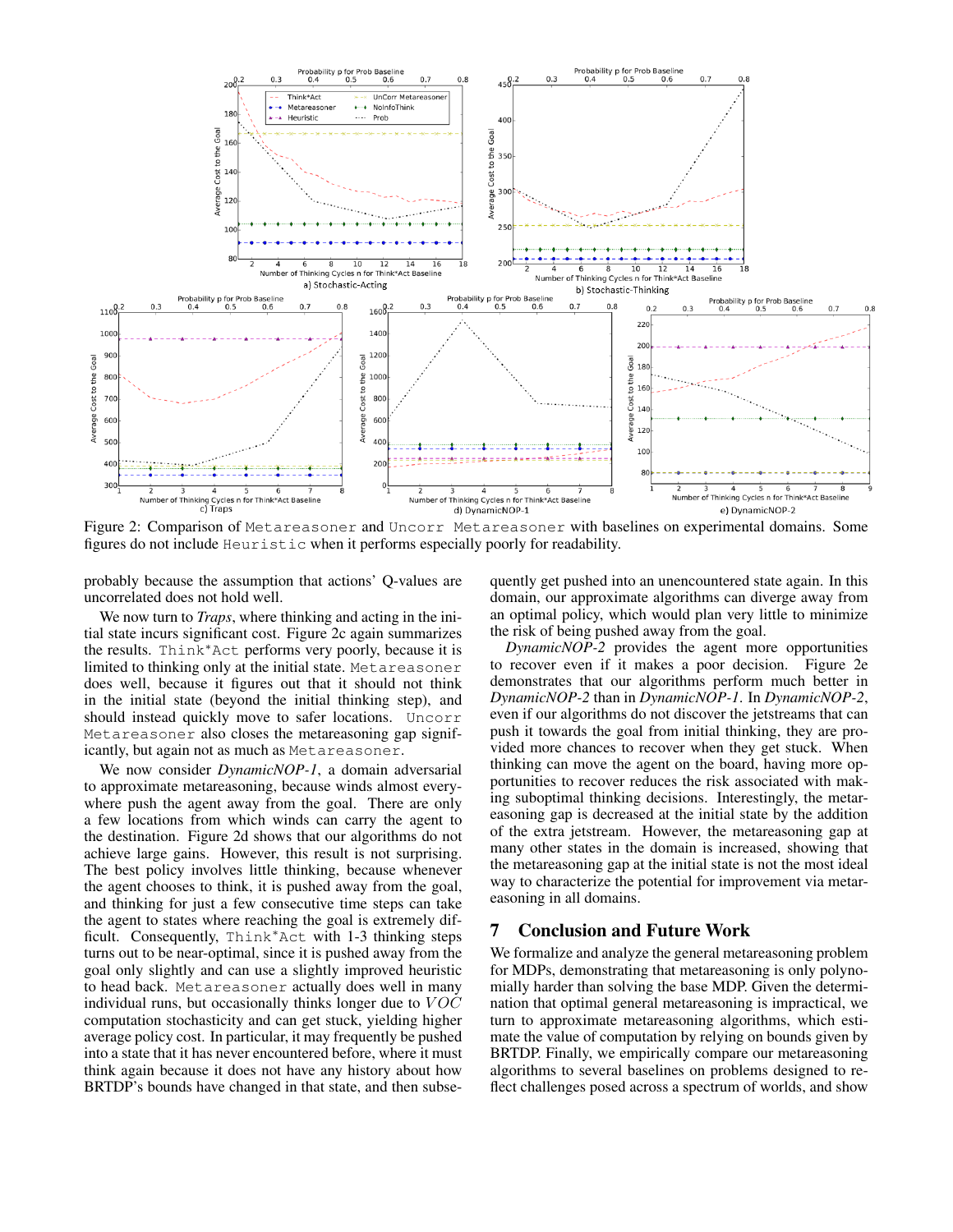Figure 2: Comparison of Metareasoner and Uncorr Metareasoner with baselines on experimental domains. Some figures do not include Heuristic when it performs especially poorly for readability.

probably because the assumption that actions' Q-values are uncorrelated does not hold well.

We now turn to *Traps*, where thinking and acting in the initial state incurs significant cost. Figure 2c again summarizes the results. Think*Act performs very poorly, because it is limited to thinking only at the initial state. Metareasoner does well, because it figures out that it should not think in the initial state (beyond the initial thinking step), and should instead quickly move to safer locations. Uncorr Metareasoner also closes the metareasoning gap significantly, but again not as much as Metareasoner.

We now consider *DynamicNOP-1*, a domain adversarial to approximate metareasoning, because winds almost everywhere push the agent away from the goal. There are only a few locations from which winds can carry the agent to the destination. Figure 2d shows that our algorithms do not achieve large gains. However, this result is not surprising. The best policy involves little thinking, because whenever the agent chooses to think, it is pushed away from the goal, and thinking for just a few consecutive time steps can take the agent to states where reaching the goal is extremely difficult. Consequently, Think*Act with 1-3 thinking steps turns out to be near-optimal, since it is pushed away from the goal only slightly and can use a slightly improved heuristic to head back. Metareasoner actually does well in many individual runs, but occasionally thinks longer due to $VOC$ computation stochasticity and can get stuck, yielding higher average policy cost. In particular, it may frequently be pushed into a state that it has never encountered before, where it must think again because it does not have any history about how BRTDP's bounds have changed in that state, and then subsequently get pushed into an unencountered state again. In this domain, our approximate algorithms can diverge away from an optimal policy, which would plan very little to minimize the risk of being pushed away from the goal.

*DynamicNOP-2* provides the agent much more opportunities to recover even if it makes a poor decision. Figure 2e demonstrates that our algorithms perform much better in *DynamicNOP-2* than in *DynamicNOP-1*. In *DynamicNOP-2*, even if our algorithms do not discover the jetstreams that can push it towards the goal from initial thinking, they are provided more chances to recover when they get stuck. When thinking can move the agent on the board, having more opportunities to recover reduces the risk associated with making suboptimal thinking decisions. Interestingly, the metareasoning gap is decreased at the initial state by the addition of the extra jetstream. However, the metareasoning gap at many other states in the domain is increased, showing that the metareasoning gap at the initial state is not the most ideal way to characterize the potential for improvement via metareasoning in all domains.

## 7 Conclusion and Future Work

We formalize and analyze the general metareasoning problem for MDPs, demonstrating that metareasoning is only polynomially harder than solving the base MDP. Given the determination that optimal general metareasoning is impractical, we turn to approximate metareasoning algorithms, which estimate the value of computation by relying on bounds given by BRTDP. Finally, we empirically compare our metareasoning algorithms to several baselines on problems designed to reflect challenges posed across a spectrum of worlds, and show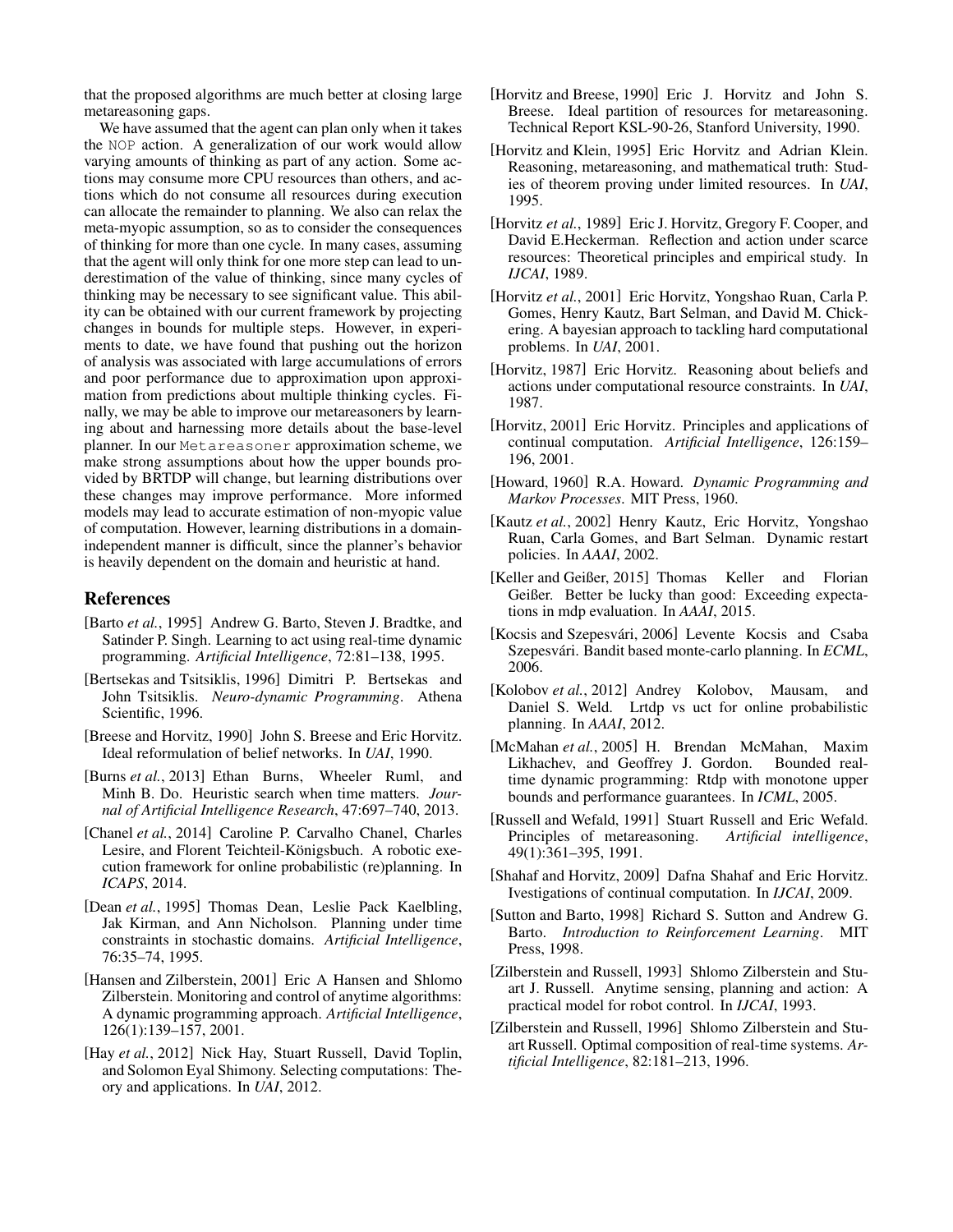that the proposed algorithms are much better at closing large metareasoning gaps.

We have assumed that the agent can plan only when it takes the NOP action. A generalization of our work would allow varying amounts of thinking as part of any action. Some actions may consume more CPU resources than others, and actions which do not consume all resources during execution can allocate the remainder to planning. We also can relax the meta-myopic assumption, so as to consider the consequences of thinking for more than one cycle. In many cases, assuming that the agent will only think for one more step can lead to underestimation of the value of thinking, since many cycles of thinking may be necessary to see significant value. This ability can be obtained with our current framework by projecting changes in bounds for multiple steps. However, in experiments to date, we have found that pushing out the horizon of analysis was associated with large accumulations of errors and poor performance due to approximation upon approximation from predictions about multiple thinking cycles. Finally, we may be able to improve our metareasoners by learning about and harnessing more details about the base-level planner. In our Metareasoner approximation scheme, we make strong assumptions about how the upper bounds provided by BRTDP will change, but learning distributions over these changes may improve performance. More informed models may lead to accurate estimation of non-myopic value of computation. However, learning distributions in a domain-independent manner is difficult, since the planner's behavior is heavily dependent on the domain and heuristic at hand.

## References

[Barto *et al.*, 1995] Andrew G. Barto, Steven J. Bradtke, and Satinder P. Singh. Learning to act using real-time dynamic programming. *Artificial Intelligence*, 72:81–138, 1995.

[Bertsekas and Tsitsiklis, 1996] Dimitri P. Bertsekas and John Tsitsiklis. *Neuro-dynamic Programming*. Athena Scientific, 1996.

[Breese and Horvitz, 1990] John S. Breese and Eric Horvitz. Ideal reformulation of belief networks. In *UAI*, 1990.

[Burns *et al.*, 2013] Ethan Burns, Wheeler Ruml, and Minh B. Do. Heuristic search when time matters. *Journal of Artificial Intelligence Research*, 47:697–740, 2013.

[Chanel *et al.*, 2014] Caroline P. Carvalho Chanel, Charles Lesire, and Florent Teichteil-Königsbuch. A robotic execution framework for online probabilistic (re)planning. In *ICAPS*, 2014.

[Dean *et al.*, 1995] Thomas Dean, Leslie Pack Kaelbling, Jak Kirman, and Ann Nicholson. Planning under time constraints in stochastic domains. *Artificial Intelligence*, 76:35–74, 1995.

[Hansen and Zilberstein, 2001] Eric A Hansen and Shlomo Zilberstein. Monitoring and control of anytime algorithms: A dynamic programming approach. *Artificial Intelligence*, 126(1):139–157, 2001.

[Hay *et al.*, 2012] Nick Hay, Stuart Russell, David Toplin, and Solomon Eyal Shimony. Selecting computations: Theory and applications. In *UAI*, 2012.

[Horvitz and Breese, 1990] Eric J. Horvitz and John S. Breese. Ideal partition of resources for metareasoning. Technical Report KSL-90-26, Stanford University, 1990.

[Horvitz and Klein, 1995] Eric Horvitz and Adrian Klein. Reasoning, metareasoning, and mathematical truth: Studies of theorem proving under limited resources. In *UAI*, 1995.

[Horvitz *et al.*, 1989] Eric J. Horvitz, Gregory F. Cooper, and David E.Heckerman. Reflection and action under scarce resources: Theoretical principles and empirical study. In *IJCAI*, 1989.

[Horvitz *et al.*, 2001] Eric Horvitz, Yongshao Ruan, Carla P. Gomes, Henry Kautz, Bart Selman, and David M. Chickering. A bayesian approach to tackling hard computational problems. In *UAI*, 2001.

[Horvitz, 1987] Eric Horvitz. Reasoning about beliefs and actions under computational resource constraints. In *UAI*, 1987.

[Horvitz, 2001] Eric Horvitz. Principles and applications of continual computation. *Artificial Intelligence*, 126:159–196, 2001.

[Howard, 1960] R.A. Howard. *Dynamic Programming and Markov Processes*. MIT Press, 1960.

[Kautz *et al.*, 2002] Henry Kautz, Eric Horvitz, Yongshao Ruan, Carla Gomes, and Bart Selman. Dynamic restart policies. In *AAAI*, 2002.

[Keller and Geißer, 2015] Thomas Keller and Florian Geißer. Better be lucky than good: Exceeding expectations in mdp evaluation. In *AAAI*, 2015.

[Kocsis and Szepesvári, 2006] Levente Kocsis and Csaba Szepesvári. Bandit based monte-carlo planning. In *ECML*, 2006.

[Kolobov *et al.*, 2012] Andrey Kolobov, Mausam, and Daniel S. Weld. Lrtdp vs uct for online probabilistic planning. In *AAAI*, 2012.

[McMahan *et al.*, 2005] H. Brendan McMahan, Maxim Likhachev, and Geoffrey J. Gordon. Bounded real-time dynamic programming: Rtdp with monotone upper bounds and performance guarantees. In *ICML*, 2005.

[Russell and Wefald, 1991] Stuart Russell and Eric Wefald. Principles of metareasoning. *Artificial intelligence*, 49(1):361–395, 1991.

[Shahaf and Horvitz, 2009] Dafna Shahaf and Eric Horvitz. Ivestigations of continual computation. In *IJCAI*, 2009.

[Sutton and Barto, 1998] Richard S. Sutton and Andrew G. Barto. *Introduction to Reinforcement Learning*. MIT Press, 1998.

[Zilberstein and Russell, 1993] Shlomo Zilberstein and Stuart J. Russell. Anytime sensing, planning and action: A practical model for robot control. In *IJCAI*, 1993.

[Zilberstein and Russell, 1996] Shlomo Zilberstein and Stuart Russell. Optimal composition of real-time systems. *Artificial Intelligence*, 82:181–213, 1996.